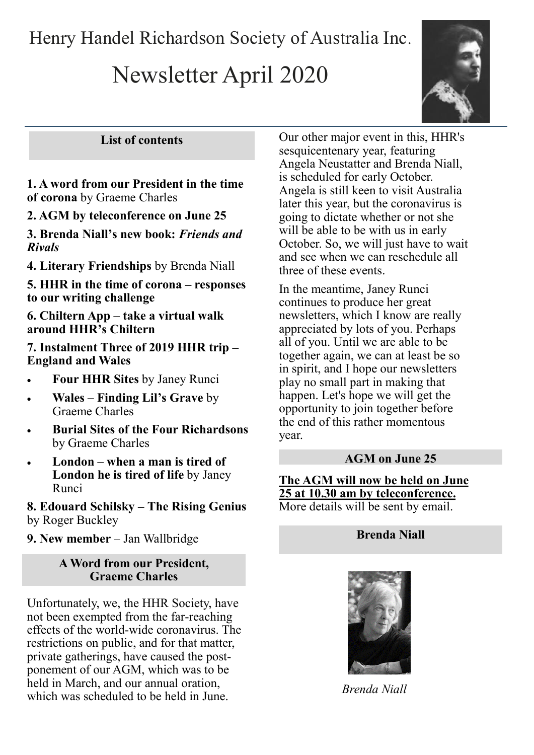# Henry Handel Richardson Society of Australia Inc.

# Newsletter April 2020

## List of contents

**1. A word from our President in the time of corona** by Graeme Charles

**2. AGM by teleconference on June 25**

**3. Brenda Niall's new book: *Friends and Rivals***

**4. Literary Friendships** by Brenda Niall

**5. HHR in the time of corona – responses to our writing challenge**

**6. Chiltern App – take a virtual walk around HHR's Chiltern**

**7. Instalment Three of 2019 HHR trip – England and Wales**

- **Four HHR Sites** by Janey Runci
- **Wales – Finding Lil's Grave** by Graeme Charles
- **Burial Sites of the Four Richardsons** by Graeme Charles
- **London – when a man is tired of London he is tired of life** by Janey Runci

**8. Edouard Schilsky – The Rising Genius** by Roger Buckley

**9. New member** – Jan Wallbridge

## A Word from our President, Graeme Charles

Unfortunately, we, the HHR Society, have not been exempted from the far-reaching effects of the world-wide coronavirus. The restrictions on public, and for that matter, private gatherings, have caused the post-ponement of our AGM, which was to be held in March, and our annual oration, which was scheduled to be held in June.

Our other major event in this, HHR's sesquicentenary year, featuring Angela Neustatter and Brenda Niall, is scheduled for early October. Angela is still keen to visit Australia later this year, but the coronavirus is going to dictate whether or not she will be able to be with us in early October. So, we will just have to wait and see when we can reschedule all three of these events.

In the meantime, Janey Runci continues to produce her great newsletters, which I know are really appreciated by lots of you. Perhaps all of you. Until we are able to be together again, we can at least be so in spirit, and I hope our newsletters play no small part in making that happen. Let's hope we will get the opportunity to join together before the end of this rather momentous year.

## AGM on June 25

**The AGM will now be held on June 25 at 10.30 am by teleconference.** More details will be sent by email.

## Brenda Niall

*Brenda Niall*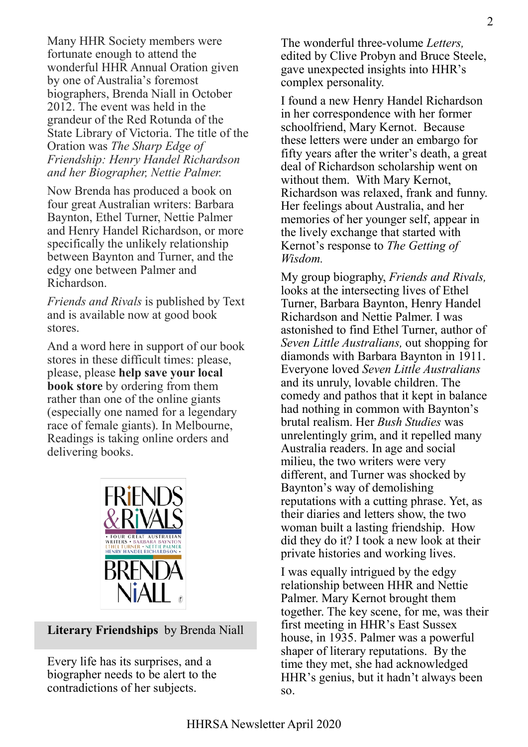Many HHR Society members were fortunate enough to attend the wonderful HHR Annual Oration given by one of Australia's foremost biographers, Brenda Niall in October 2012. The event was held in the grandeur of the Red Rotunda of the State Library of Victoria. The title of the Oration was *The Sharp Edge of Friendship: Henry Handel Richardson and her Biographer, Nettie Palmer.*

Now Brenda has produced a book on four great Australian writers: Barbara Baynton, Ethel Turner, Nettie Palmer and Henry Handel Richardson, or more specifically the unlikely relationship between Baynton and Turner, and the edgy one between Palmer and Richardson.

*Friends and Rivals* is published by Text and is available now at good book stores.

And a word here in support of our book stores in these difficult times: please, please, please **help save your local book store** by ordering from them rather than one of the online giants (especially one named for a legendary race of female giants). In Melbourne, Readings is taking online orders and delivering books.

## Literary Friendships by Brenda Niall

Every life has its surprises, and a biographer needs to be alert to the contradictions of her subjects.

The wonderful three-volume *Letters,* edited by Clive Probyn and Bruce Steele, gave unexpected insights into HHR's complex personality.

I found a new Henry Handel Richardson in her correspondence with her former schoolfriend, Mary Kernot. Because these letters were under an embargo for fifty years after the writer's death, a great deal of Richardson scholarship went on without them. With Mary Kernot, Richardson was relaxed, frank and funny. Her feelings about Australia, and her memories of her younger self, appear in the lively exchange that started with Kernot's response to *The Getting of Wisdom.*

My group biography, *Friends and Rivals,* looks at the intersecting lives of Ethel Turner, Barbara Baynton, Henry Handel Richardson and Nettie Palmer. I was astonished to find Ethel Turner, author of *Seven Little Australians,* out shopping for diamonds with Barbara Baynton in 1911. Everyone loved *Seven Little Australians* and its unruly, lovable children. The comedy and pathos that it kept in balance had nothing in common with Baynton's brutal realism. Her *Bush Studies* was unrelentingly grim, and it repelled many Australia readers. In age and social milieu, the two writers were very different, and Turner was shocked by Baynton's way of demolishing reputations with a cutting phrase. Yet, as their diaries and letters show, the two woman built a lasting friendship. How did they do it? I took a new look at their private histories and working lives.

I was equally intrigued by the edgy relationship between HHR and Nettie Palmer. Mary Kernot brought them together. The key scene, for me, was their first meeting in HHR's East Sussex house, in 1935. Palmer was a powerful shaper of literary reputations. By the time they met, she had acknowledged HHR's genius, but it hadn't always been so.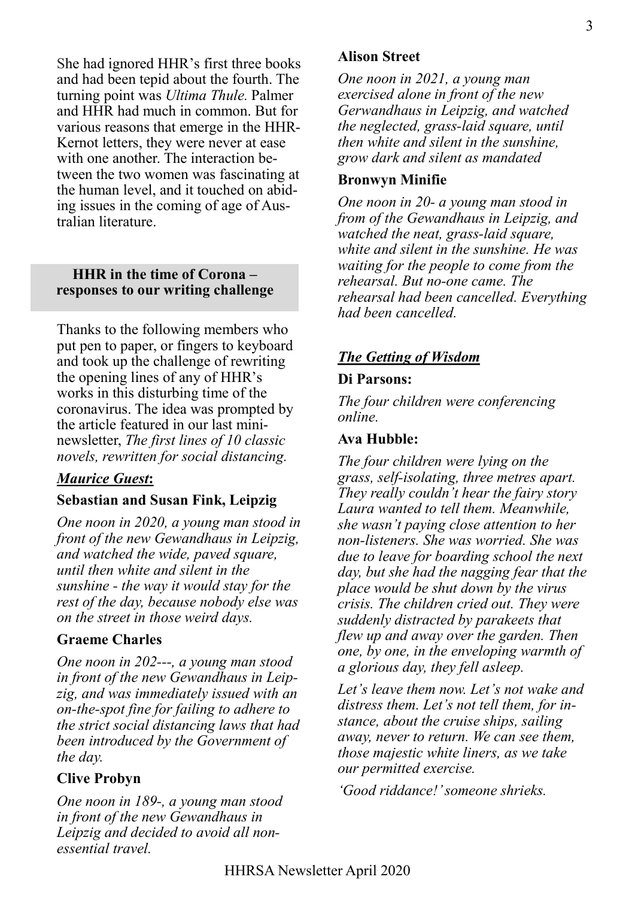She had ignored HHR's first three books and had been tepid about the fourth. The turning point was *Ultima Thule.* Palmer and HHR had much in common. But for various reasons that emerge in the HHR-Kernot letters, they were never at ease with one another. The interaction between the two women was fascinating at the human level, and it touched on abiding issues in the coming of age of Australian literature.

## HHR in the time of Corona – responses to our writing challenge

Thanks to the following members who put pen to paper, or fingers to keyboard and took up the challenge of rewriting the opening lines of any of HHR's works in this disturbing time of the coronavirus. The idea was prompted by the article featured in our last mini-newsletter, *The first lines of 10 classic novels, rewritten for social distancing.*

### *Maurice Guest*:

**Sebastian and Susan Fink, Leipzig**

*One noon in 2020, a young man stood in front of the new Gewandhaus in Leipzig, and watched the wide, paved square, until then white and silent in the sunshine - the way it would stay for the rest of the day, because nobody else was on the street in those weird days.*

**Graeme Charles**

*One noon in 202---, a young man stood in front of the new Gewandhaus in Leipzig, and was immediately issued with an on-the-spot fine for failing to adhere to the strict social distancing laws that had been introduced by the Government of the day.*

**Clive Probyn**

*One noon in 189-, a young man stood in front of the new Gewandhaus in Leipzig and decided to avoid all non-essential travel.*

**Alison Street**

*One noon in 2021, a young man exercised alone in front of the new Gerwandhaus in Leipzig, and watched the neglected, grass-laid square, until then white and silent in the sunshine, grow dark and silent as mandated*

**Bronwyn Minifie**

*One noon in 20- a young man stood in from of the Gewandhaus in Leipzig, and watched the neat, grass-laid square, white and silent in the sunshine. He was waiting for the people to come from the rehearsal. But no-one came. The rehearsal had been cancelled. Everything had been cancelled.*

### *The Getting of Wisdom*

**Di Parsons:**

*The four children were conferencing online.*

**Ava Hubble:**

*The four children were lying on the grass, self-isolating, three metres apart. They really couldn't hear the fairy story Laura wanted to tell them. Meanwhile, she wasn't paying close attention to her non-listeners. She was worried. She was due to leave for boarding school the next day, but she had the nagging fear that the place would be shut down by the virus crisis. The children cried out. They were suddenly distracted by parakeets that flew up and away over the garden. Then one, by one, in the enveloping warmth of a glorious day, they fell asleep.*

*Let's leave them now. Let's not wake and distress them. Let's not tell them, for instance, about the cruise ships, sailing away, never to return. We can see them, those majestic white liners, as we take our permitted exercise.*

*'Good riddance!' someone shrieks.*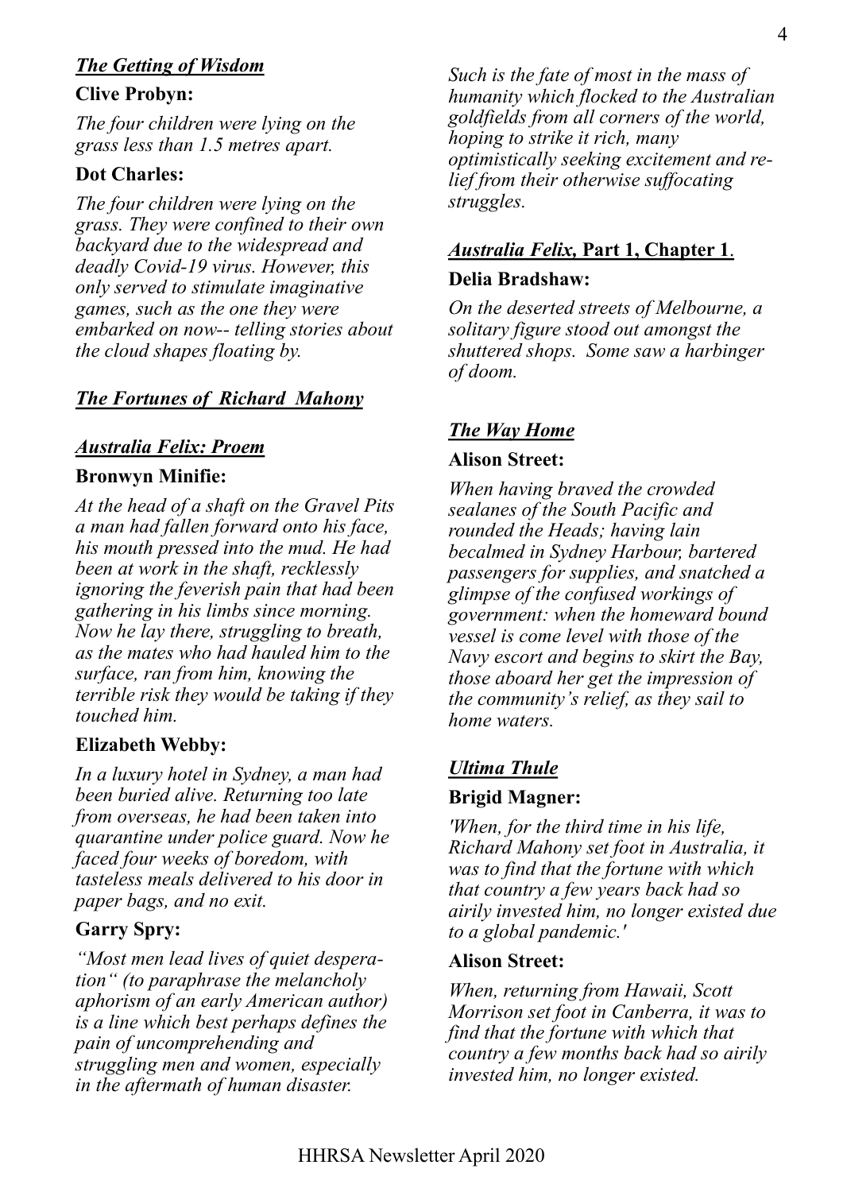***The Getting of Wisdom***

**Clive Probyn:**

*The four children were lying on the grass less than 1.5 metres apart.*

**Dot Charles:**

*The four children were lying on the grass. They were confined to their own backyard due to the widespread and deadly Covid-19 virus. However, this only served to stimulate imaginative games, such as the one they were embarked on now-- telling stories about the cloud shapes floating by.*

***The Fortunes of Richard Mahony***

***Australia Felix: Proem***

**Bronwyn Minifie:**

*At the head of a shaft on the Gravel Pits a man had fallen forward onto his face, his mouth pressed into the mud. He had been at work in the shaft, recklessly ignoring the feverish pain that had been gathering in his limbs since morning. Now he lay there, struggling to breath, as the mates who had hauled him to the surface, ran from him, knowing the terrible risk they would be taking if they touched him.*

**Elizabeth Webby:**

*In a luxury hotel in Sydney, a man had been buried alive. Returning too late from overseas, he had been taken into quarantine under police guard. Now he faced four weeks of boredom, with tasteless meals delivered to his door in paper bags, and no exit.*

**Garry Spry:**

*"Most men lead lives of quiet desperation" (to paraphrase the melancholy aphorism of an early American author) is a line which best perhaps defines the pain of uncomprehending and struggling men and women, especially in the aftermath of human disaster.*

*Such is the fate of most in the mass of humanity which flocked to the Australian goldfields from all corners of the world, hoping to strike it rich, many optimistically seeking excitement and relief from their otherwise suffocating struggles.*

***Australia Felix*, Part 1, Chapter 1**.

**Delia Bradshaw:**

*On the deserted streets of Melbourne, a solitary figure stood out amongst the shuttered shops. Some saw a harbinger of doom.*

***The Way Home***

**Alison Street:**

*When having braved the crowded sealanes of the South Pacific and rounded the Heads; having lain becalmed in Sydney Harbour, bartered passengers for supplies, and snatched a glimpse of the confused workings of government: when the homeward bound vessel is come level with those of the Navy escort and begins to skirt the Bay, those aboard her get the impression of the community's relief, as they sail to home waters.*

***Ultima Thule***

**Brigid Magner:**

*'When, for the third time in his life, Richard Mahony set foot in Australia, it was to find that the fortune with which that country a few years back had so airily invested him, no longer existed due to a global pandemic.'*

**Alison Street:**

*When, returning from Hawaii, Scott Morrison set foot in Canberra, it was to find that the fortune with which that country a few months back had so airily invested him, no longer existed.*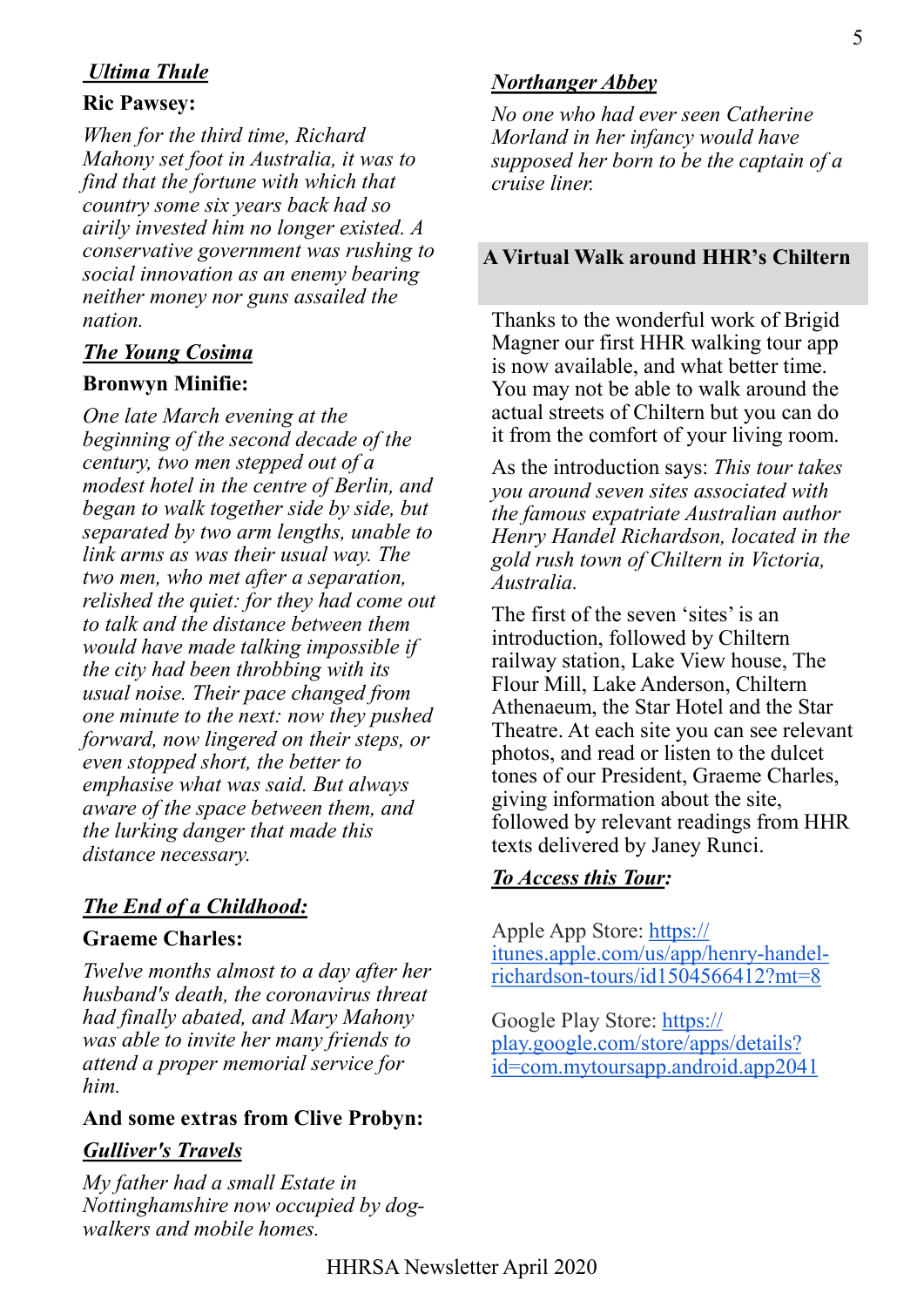***Ultima Thule***

**Ric Pawsey:**

*When for the third time, Richard Mahony set foot in Australia, it was to find that the fortune with which that country some six years back had so airily invested him no longer existed. A conservative government was rushing to social innovation as an enemy bearing neither money nor guns assailed the nation.*

***The Young Cosima***

**Bronwyn Minifie:**

*One late March evening at the beginning of the second decade of the century, two men stepped out of a modest hotel in the centre of Berlin, and began to walk together side by side, but separated by two arm lengths, unable to link arms as was their usual way. The two men, who met after a separation, relished the quiet: for they had come out to talk and the distance between them would have made talking impossible if the city had been throbbing with its usual noise. Their pace changed from one minute to the next: now they pushed forward, now lingered on their steps, or even stopped short, the better to emphasise what was said. But always aware of the space between them, and the lurking danger that made this distance necessary.*

***The End of a Childhood:***

**Graeme Charles:**

*Twelve months almost to a day after her husband's death, the coronavirus threat had finally abated, and Mary Mahony was able to invite her many friends to attend a proper memorial service for him.*

**And some extras from Clive Probyn:**

***Gulliver's Travels***

*My father had a small Estate in Nottinghamshire now occupied by dog-walkers and mobile homes.*

***Northanger Abbey***

*No one who had ever seen Catherine Morland in her infancy would have supposed her born to be the captain of a cruise liner.*

## A Virtual Walk around HHR's Chiltern

Thanks to the wonderful work of Brigid Magner our first HHR walking tour app is now available, and what better time. You may not be able to walk around the actual streets of Chiltern but you can do it from the comfort of your living room.

As the introduction says: *This tour takes you around seven sites associated with the famous expatriate Australian author Henry Handel Richardson, located in the gold rush town of Chiltern in Victoria, Australia.*

The first of the seven 'sites' is an introduction, followed by Chiltern railway station, Lake View house, The Flour Mill, Lake Anderson, Chiltern Athenaeum, the Star Hotel and the Star Theatre. At each site you can see relevant photos, and read or listen to the dulcet tones of our President, Graeme Charles, giving information about the site, followed by relevant readings from HHR texts delivered by Janey Runci.

***To Access this Tour:***

Apple App Store: https://itunes.apple.com/us/app/henry-handel-richardson-tours/id1504566412?mt=8

Google Play Store: https://play.google.com/store/apps/details?id=com.mytoursapp.android.app2041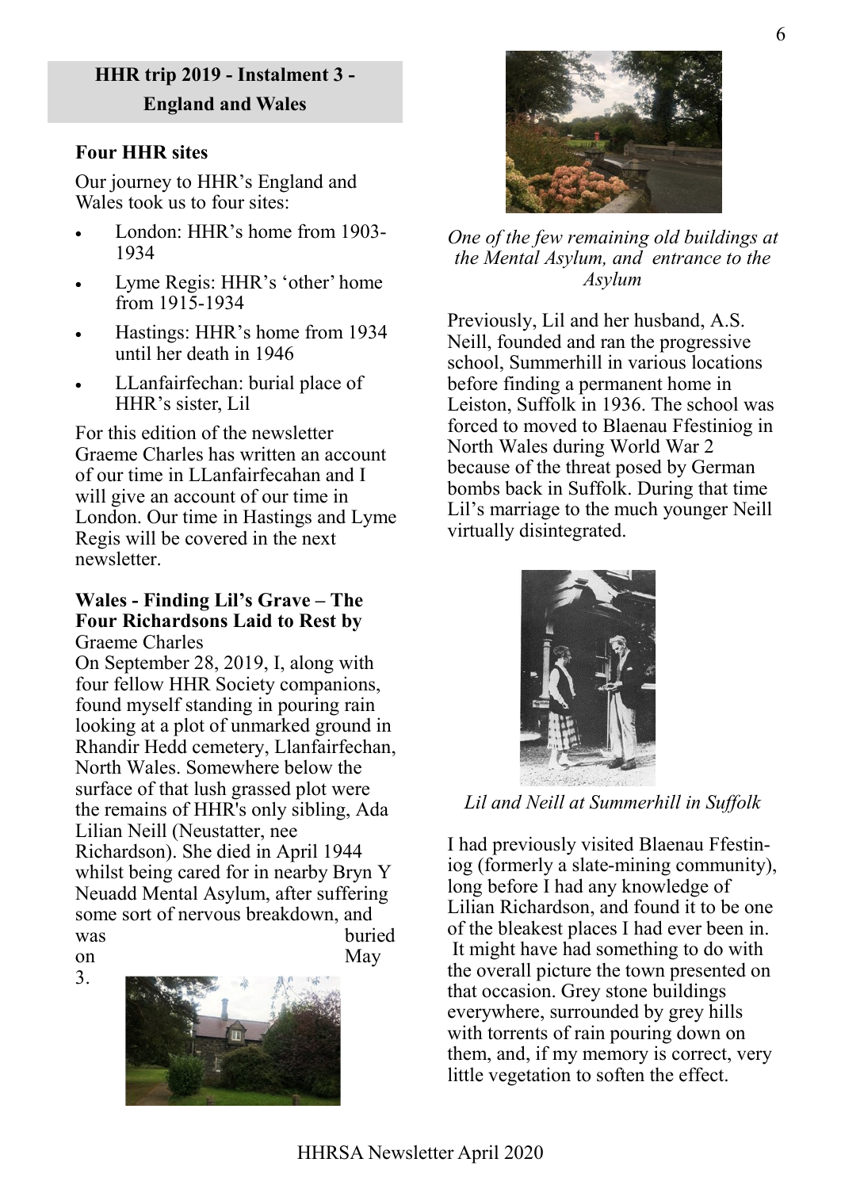## HHR trip 2019 - Instalment 3 - England and Wales

**Four HHR sites**

Our journey to HHR's England and Wales took us to four sites:

- London: HHR's home from 1903-1934
- Lyme Regis: HHR's 'other' home from 1915-1934
- Hastings: HHR's home from 1934 until her death in 1946
- LLanfairfechan: burial place of HHR's sister, Lil

For this edition of the newsletter Graeme Charles has written an account of our time in LLanfairfecahan and I will give an account of our time in London. Our time in Hastings and Lyme Regis will be covered in the next newsletter.

**Wales - Finding Lil's Grave – The Four Richardsons Laid to Rest by** Graeme Charles

On September 28, 2019, I, along with four fellow HHR Society companions, found myself standing in pouring rain looking at a plot of unmarked ground in Rhandir Hedd cemetery, Llanfairfechan, North Wales. Somewhere below the surface of that lush grassed plot were the remains of HHR's only sibling, Ada Lilian Neill (Neustatter, nee Richardson). She died in April 1944 whilst being cared for in nearby Bryn Y Neuadd Mental Asylum, after suffering some sort of nervous breakdown, and was buried on May 3.

*One of the few remaining old buildings at the Mental Asylum, and entrance to the Asylum*

Previously, Lil and her husband, A.S. Neill, founded and ran the progressive school, Summerhill in various locations before finding a permanent home in Leiston, Suffolk in 1936. The school was forced to moved to Blaenau Ffestiniog in North Wales during World War 2 because of the threat posed by German bombs back in Suffolk. During that time Lil's marriage to the much younger Neill virtually disintegrated.

*Lil and Neill at Summerhill in Suffolk*

I had previously visited Blaenau Ffestiniog (formerly a slate-mining community), long before I had any knowledge of Lilian Richardson, and found it to be one of the bleakest places I had ever been in. It might have had something to do with the overall picture the town presented on that occasion. Grey stone buildings everywhere, surrounded by grey hills with torrents of rain pouring down on them, and, if my memory is correct, very little vegetation to soften the effect.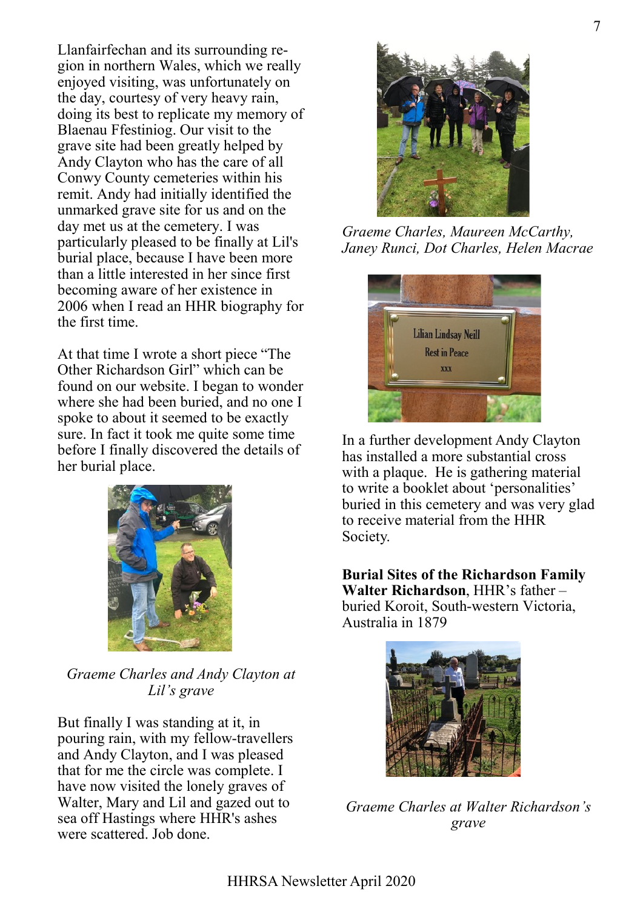Llanfairfechan and its surrounding region in northern Wales, which we really enjoyed visiting, was unfortunately on the day, courtesy of very heavy rain, doing its best to replicate my memory of Blaenau Ffestiniog. Our visit to the grave site had been greatly helped by Andy Clayton who has the care of all Conwy County cemeteries within his remit. Andy had initially identified the unmarked grave site for us and on the day met us at the cemetery. I was particularly pleased to be finally at Lil's burial place, because I have been more than a little interested in her since first becoming aware of her existence in 2006 when I read an HHR biography for the first time.

At that time I wrote a short piece "The Other Richardson Girl" which can be found on our website. I began to wonder where she had been buried, and no one I spoke to about it seemed to be exactly sure. In fact it took me quite some time before I finally discovered the details of her burial place.

*Graeme Charles and Andy Clayton at Lil's grave*

But finally I was standing at it, in pouring rain, with my fellow-travellers and Andy Clayton, and I was pleased that for me the circle was complete. I have now visited the lonely graves of Walter, Mary and Lil and gazed out to sea off Hastings where HHR's ashes were scattered. Job done.

*Graeme Charles, Maureen McCarthy, Janey Runci, Dot Charles, Helen Macrae*

In a further development Andy Clayton has installed a more substantial cross with a plaque. He is gathering material to write a booklet about 'personalities' buried in this cemetery and was very glad to receive material from the HHR Society.

**Burial Sites of the Richardson Family**
**Walter Richardson**, HHR's father – buried Koroit, South-western Victoria, Australia in 1879

*Graeme Charles at Walter Richardson's grave*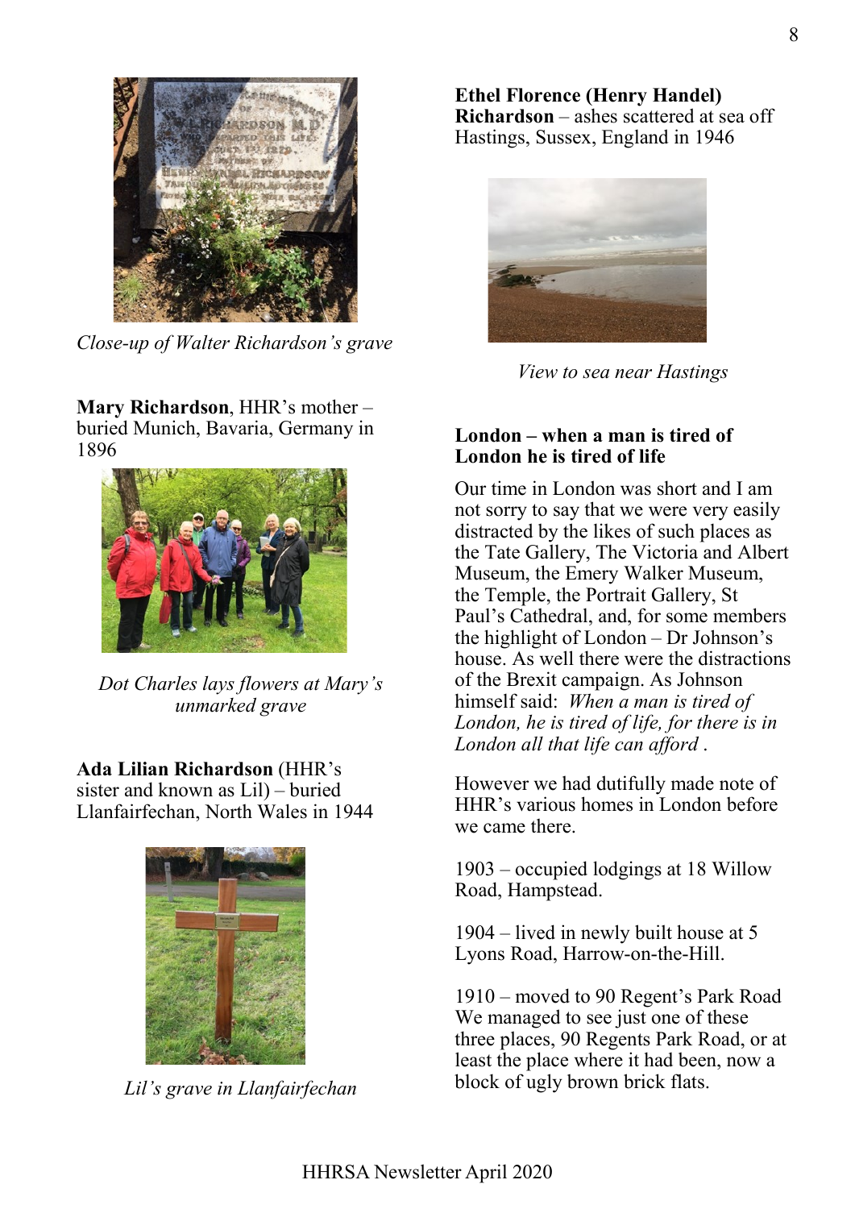*Close-up of Walter Richardson's grave*

**Mary Richardson**, HHR's mother – buried Munich, Bavaria, Germany in 1896

*Dot Charles lays flowers at Mary's unmarked grave*

**Ada Lilian Richardson** (HHR's sister and known as Lil) – buried Llanfairfechan, North Wales in 1944

*Lil's grave in Llanfairfechan*

**Ethel Florence (Henry Handel) Richardson** – ashes scattered at sea off Hastings, Sussex, England in 1946

*View to sea near Hastings*

## London – when a man is tired of London he is tired of life

Our time in London was short and I am not sorry to say that we were very easily distracted by the likes of such places as the Tate Gallery, The Victoria and Albert Museum, the Emery Walker Museum, the Temple, the Portrait Gallery, St Paul's Cathedral, and, for some members the highlight of London – Dr Johnson's house. As well there were the distractions of the Brexit campaign. As Johnson himself said: *When a man is tired of London, he is tired of life, for there is in London all that life can afford* .

However we had dutifully made note of HHR's various homes in London before we came there.

1903 – occupied lodgings at 18 Willow Road, Hampstead.

1904 – lived in newly built house at 5 Lyons Road, Harrow-on-the-Hill.

1910 – moved to 90 Regent's Park Road
We managed to see just one of these three places, 90 Regents Park Road, or at least the place where it had been, now a block of ugly brown brick flats.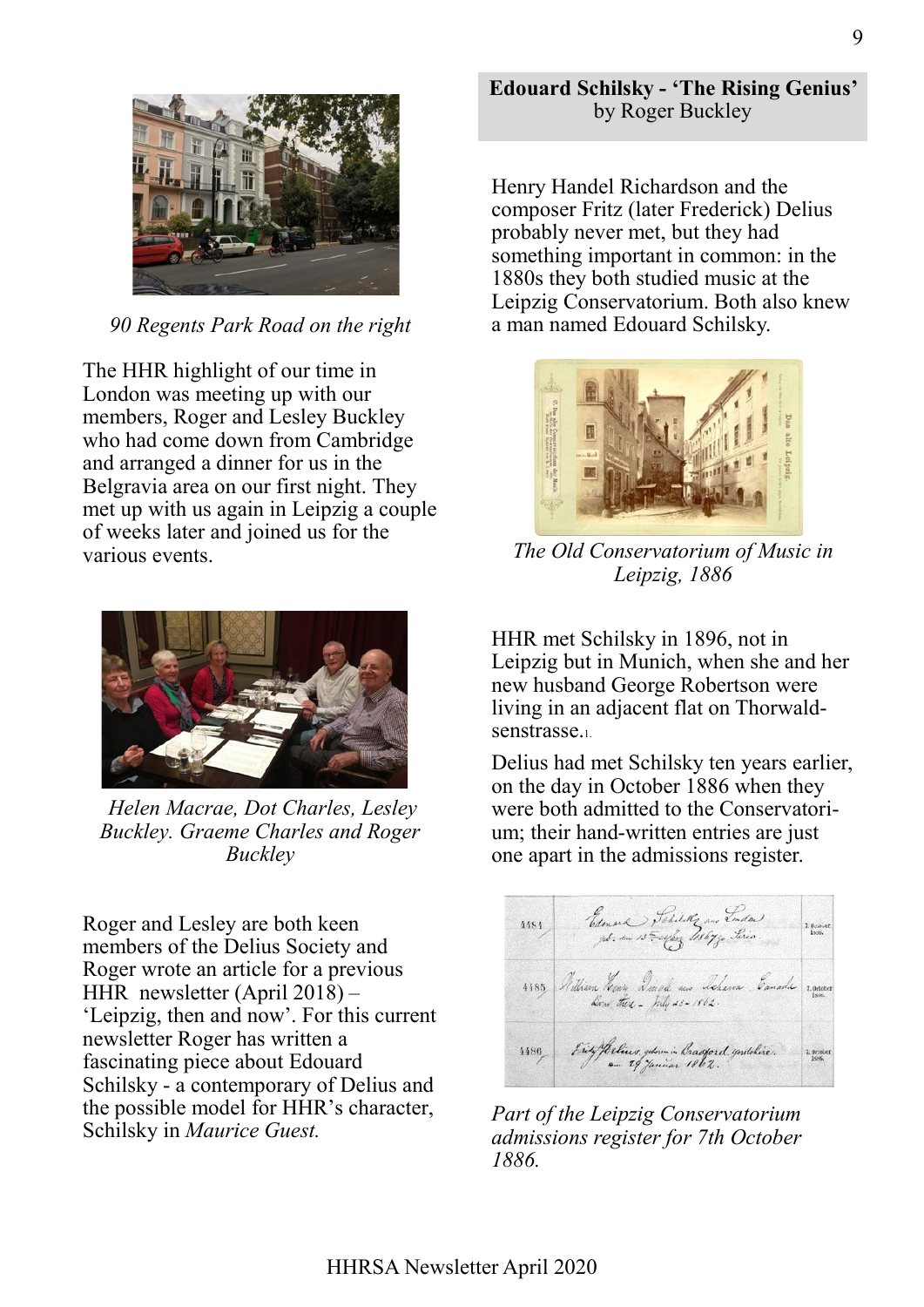*90 Regents Park Road on the right*

The HHR highlight of our time in London was meeting up with our members, Roger and Lesley Buckley who had come down from Cambridge and arranged a dinner for us in the Belgravia area on our first night. They met up with us again in Leipzig a couple of weeks later and joined us for the various events.

*Helen Macrae, Dot Charles, Lesley Buckley. Graeme Charles and Roger Buckley*

Roger and Lesley are both keen members of the Delius Society and Roger wrote an article for a previous HHR newsletter (April 2018) – 'Leipzig, then and now'. For this current newsletter Roger has written a fascinating piece about Edouard Schilsky - a contemporary of Delius and the possible model for HHR's character, Schilsky in *Maurice Guest.*

## Edouard Schilsky - 'The Rising Genius'
by Roger Buckley

Henry Handel Richardson and the composer Fritz (later Frederick) Delius probably never met, but they had something important in common: in the 1880s they both studied music at the Leipzig Conservatorium. Both also knew a man named Edouard Schilsky.

*The Old Conservatorium of Music in Leipzig, 1886*

HHR met Schilsky in 1896, not in Leipzig but in Munich, when she and her new husband George Robertson were living in an adjacent flat on Thorwaldsenstrasse.[1]

Delius had met Schilsky ten years earlier, on the day in October 1886 when they were both admitted to the Conservatorium; their hand-written entries are just one apart in the admissions register.

*Part of the Leipzig Conservatorium admissions register for 7th October 1886.*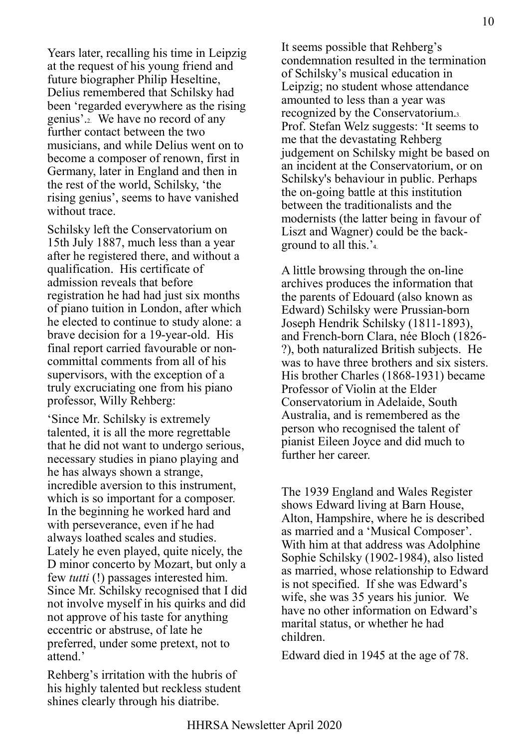Years later, recalling his time in Leipzig at the request of his young friend and future biographer Philip Heseltine, Delius remembered that Schilsky had been 'regarded everywhere as the rising genius'.[2] We have no record of any further contact between the two musicians, and while Delius went on to become a composer of renown, first in Germany, later in England and then in the rest of the world, Schilsky, 'the rising genius', seems to have vanished without trace.

Schilsky left the Conservatorium on 15th July 1887, much less than a year after he registered there, and without a qualification. His certificate of admission reveals that before registration he had had just six months of piano tuition in London, after which he elected to continue to study alone: a brave decision for a 19-year-old. His final report carried favourable or non-committal comments from all of his supervisors, with the exception of a truly excruciating one from his piano professor, Willy Rehberg:

'Since Mr. Schilsky is extremely talented, it is all the more regrettable that he did not want to undergo serious, necessary studies in piano playing and he has always shown a strange, incredible aversion to this instrument, which is so important for a composer. In the beginning he worked hard and with perseverance, even if he had always loathed scales and studies. Lately he even played, quite nicely, the D minor concerto by Mozart, but only a few *tutti* (!) passages interested him. Since Mr. Schilsky recognised that I did not involve myself in his quirks and did not approve of his taste for anything eccentric or abstruse, of late he preferred, under some pretext, not to attend.'

Rehberg's irritation with the hubris of his highly talented but reckless student shines clearly through his diatribe.

It seems possible that Rehberg's condemnation resulted in the termination of Schilsky's musical education in Leipzig; no student whose attendance amounted to less than a year was recognized by the Conservatorium.[3] Prof. Stefan Welz suggests: 'It seems to me that the devastating Rehberg judgement on Schilsky might be based on an incident at the Conservatorium, or on Schilsky's behaviour in public. Perhaps the on-going battle at this institution between the traditionalists and the modernists (the latter being in favour of Liszt and Wagner) could be the background to all this.'[4]

A little browsing through the on-line archives produces the information that the parents of Edouard (also known as Edward) Schilsky were Prussian-born Joseph Hendrik Schilsky (1811-1893), and French-born Clara, née Bloch (1826-?), both naturalized British subjects. He was to have three brothers and six sisters. His brother Charles (1868-1931) became Professor of Violin at the Elder Conservatorium in Adelaide, South Australia, and is remembered as the person who recognised the talent of pianist Eileen Joyce and did much to further her career.

The 1939 England and Wales Register shows Edward living at Barn House, Alton, Hampshire, where he is described as married and a 'Musical Composer'. With him at that address was Adolphine Sophie Schilsky (1902-1984), also listed as married, whose relationship to Edward is not specified. If she was Edward's wife, she was 35 years his junior. We have no other information on Edward's marital status, or whether he had children.

Edward died in 1945 at the age of 78.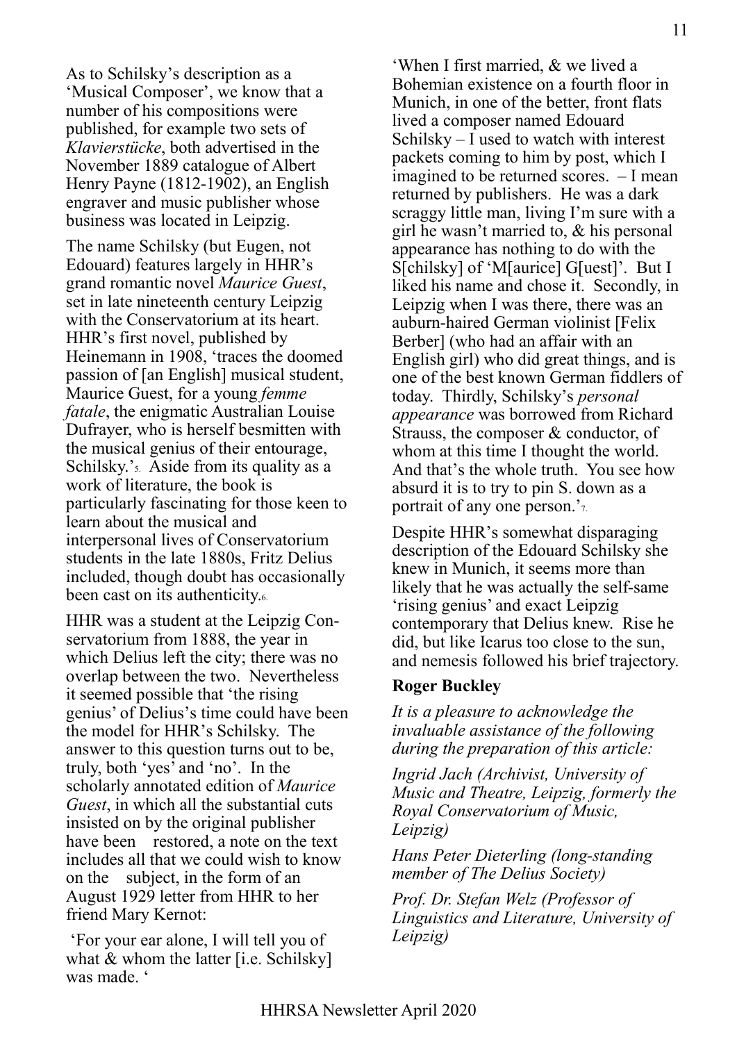As to Schilsky's description as a 'Musical Composer', we know that a number of his compositions were published, for example two sets of *Klavierstücke*, both advertised in the November 1889 catalogue of Albert Henry Payne (1812-1902), an English engraver and music publisher whose business was located in Leipzig.

The name Schilsky (but Eugen, not Edouard) features largely in HHR's grand romantic novel *Maurice Guest*, set in late nineteenth century Leipzig with the Conservatorium at its heart. HHR's first novel, published by Heinemann in 1908, 'traces the doomed passion of [an English] musical student, Maurice Guest, for a young *femme fatale*, the enigmatic Australian Louise Dufrayer, who is herself besmitten with the musical genius of their entourage, Schilsky.'[5] Aside from its quality as a work of literature, the book is particularly fascinating for those keen to learn about the musical and interpersonal lives of Conservatorium students in the late 1880s, Fritz Delius included, though doubt has occasionally been cast on its authenticity.[6]

HHR was a student at the Leipzig Conservatorium from 1888, the year in which Delius left the city; there was no overlap between the two. Nevertheless it seemed possible that 'the rising genius' of Delius's time could have been the model for HHR's Schilsky. The answer to this question turns out to be, truly, both 'yes' and 'no'. In the scholarly annotated edition of *Maurice Guest*, in which all the substantial cuts insisted on by the original publisher have been restored, a note on the text includes all that we could wish to know on the subject, in the form of an August 1929 letter from HHR to her friend Mary Kernot:

'For your ear alone, I will tell you of what & whom the latter [i.e. Schilsky] was made. 'When I first married, & we lived a Bohemian existence on a fourth floor in Munich, in one of the better, front flats lived a composer named Edouard Schilsky – I used to watch with interest packets coming to him by post, which I imagined to be returned scores. – I mean returned by publishers. He was a dark scraggy little man, living I'm sure with a girl he wasn't married to, & his personal appearance has nothing to do with the S[chilsky] of 'M[aurice] G[uest]'. But I liked his name and chose it. Secondly, in Leipzig when I was there, there was an auburn-haired German violinist [Felix Berber] (who had an affair with an English girl) who did great things, and is one of the best known German fiddlers of today. Thirdly, Schilsky's *personal appearance* was borrowed from Richard Strauss, the composer & conductor, of whom at this time I thought the world. And that's the whole truth. You see how absurd it is to try to pin S. down as a portrait of any one person.'[7]

Despite HHR's somewhat disparaging description of the Edouard Schilsky she knew in Munich, it seems more than likely that he was actually the self-same 'rising genius' and exact Leipzig contemporary that Delius knew. Rise he did, but like Icarus too close to the sun, and nemesis followed his brief trajectory.

**Roger Buckley**

*It is a pleasure to acknowledge the invaluable assistance of the following during the preparation of this article:*

*Ingrid Jach (Archivist, University of Music and Theatre, Leipzig, formerly the Royal Conservatorium of Music, Leipzig)*

*Hans Peter Dieterling (long-standing member of The Delius Society)*

*Prof. Dr. Stefan Welz (Professor of Linguistics and Literature, University of Leipzig)*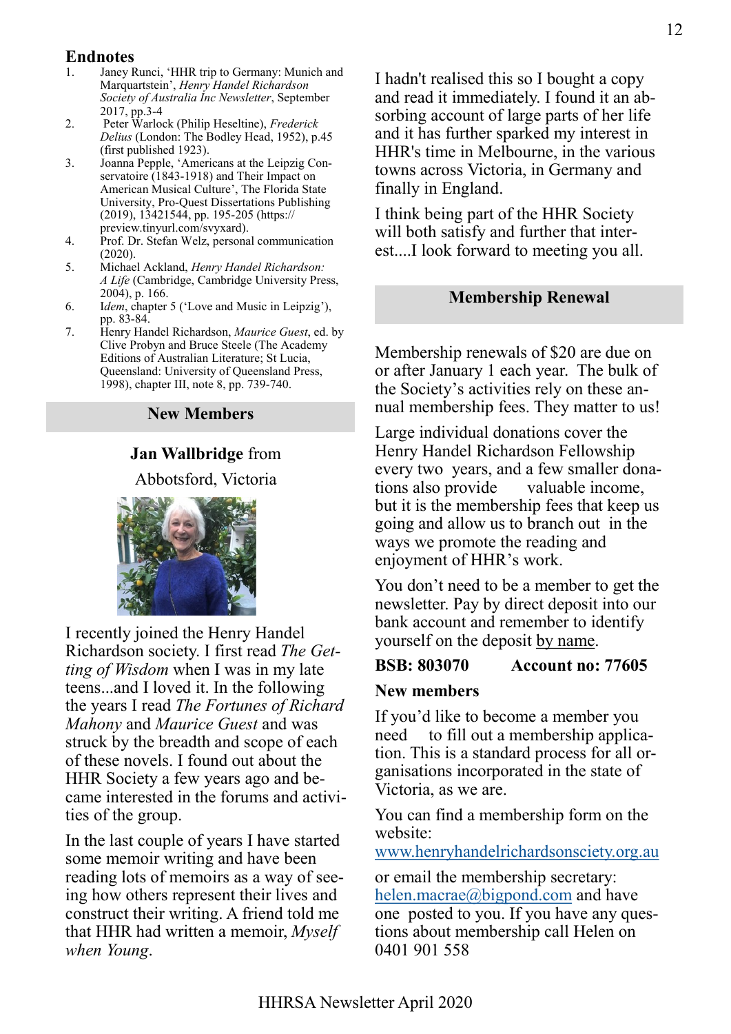## Endnotes

1. Janey Runci, 'HHR trip to Germany: Munich and Marquartstein', *Henry Handel Richardson Society of Australia Inc Newsletter*, September 2017, pp.3-4
2. Peter Warlock (Philip Heseltine), *Frederick Delius* (London: The Bodley Head, 1952), p.45 (first published 1923).
3. Joanna Pepple, 'Americans at the Leipzig Conservatoire (1843-1918) and Their Impact on American Musical Culture', The Florida State University, Pro-Quest Dissertations Publishing (2019), 13421544, pp. 195-205 (https://preview.tinyurl.com/svyxard).
4. Prof. Dr. Stefan Welz, personal communication (2020).
5. Michael Ackland, *Henry Handel Richardson: A Life* (Cambridge, Cambridge University Press, 2004), p. 166.
6. I*dem*, chapter 5 ('Love and Music in Leipzig'), pp. 83-84.
7. Henry Handel Richardson, *Maurice Guest*, ed. by Clive Probyn and Bruce Steele (The Academy Editions of Australian Literature; St Lucia, Queensland: University of Queensland Press, 1998), chapter III, note 8, pp. 739-740.

## New Members

**Jan Wallbridge** from Abbotsford, Victoria

I recently joined the Henry Handel Richardson society. I first read *The Getting of Wisdom* when I was in my late teens...and I loved it. In the following the years I read *The Fortunes of Richard Mahony* and *Maurice Guest* and was struck by the breadth and scope of each of these novels. I found out about the HHR Society a few years ago and became interested in the forums and activities of the group.

In the last couple of years I have started some memoir writing and have been reading lots of memoirs as a way of seeing how others represent their lives and construct their writing. A friend told me that HHR had written a memoir, *Myself when Young*.

I hadn't realised this so I bought a copy and read it immediately. I found it an absorbing account of large parts of her life and it has further sparked my interest in HHR's time in Melbourne, in the various towns across Victoria, in Germany and finally in England.

I think being part of the HHR Society will both satisfy and further that interest....I look forward to meeting you all.

## Membership Renewal

Membership renewals of $20 are due on or after January 1 each year. The bulk of the Society's activities rely on these annual membership fees. They matter to us!

Large individual donations cover the Henry Handel Richardson Fellowship every two years, and a few smaller donations also provide valuable income, but it is the membership fees that keep us going and allow us to branch out in the ways we promote the reading and enjoyment of HHR's work.

You don't need to be a member to get the newsletter. Pay by direct deposit into our bank account and remember to identify yourself on the deposit by name.

**BSB: 803070 Account no: 77605**

**New members**

If you'd like to become a member you need to fill out a membership application. This is a standard process for all organisations incorporated in the state of Victoria, as we are.

You can find a membership form on the website:
www.henryhandelrichardsonsociety.org.au

or email the membership secretary: helen.macrae@bigpond.com and have one posted to you. If you have any questions about membership call Helen on 0401 901 558